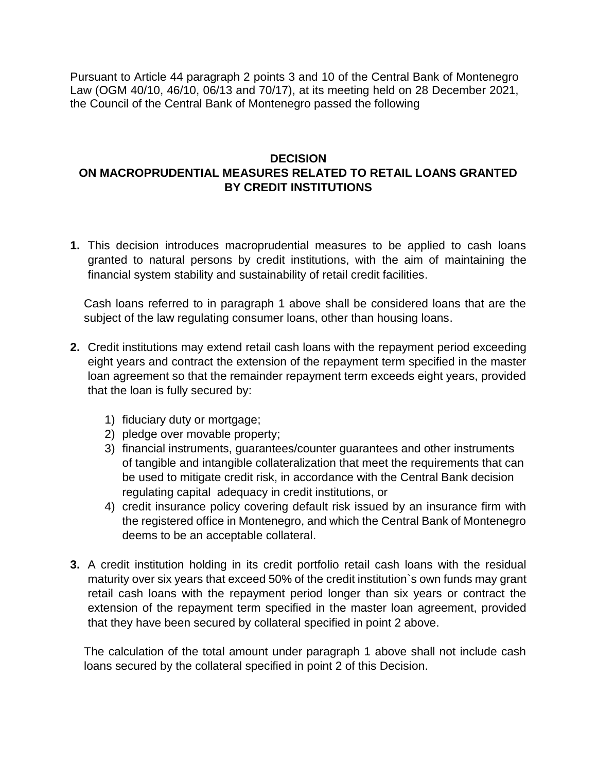Pursuant to Article 44 paragraph 2 points 3 and 10 of the Central Bank of Montenegro Law (OGM 40/10, 46/10, 06/13 and 70/17), at its meeting held on 28 December 2021, the Council of the Central Bank of Montenegro passed the following

**DECISION**
**ON MACROPRUDENTIAL MEASURES RELATED TO RETAIL LOANS GRANTED BY CREDIT INSTITUTIONS**

**1.** This decision introduces macroprudential measures to be applied to cash loans granted to natural persons by credit institutions, with the aim of maintaining the financial system stability and sustainability of retail credit facilities.

Cash loans referred to in paragraph 1 above shall be considered loans that are the subject of the law regulating consumer loans, other than housing loans.

**2.** Credit institutions may extend retail cash loans with the repayment period exceeding eight years and contract the extension of the repayment term specified in the master loan agreement so that the remainder repayment term exceeds eight years, provided that the loan is fully secured by:

1) fiduciary duty or mortgage;
2) pledge over movable property;
3) financial instruments, guarantees/counter guarantees and other instruments of tangible and intangible collateralization that meet the requirements that can be used to mitigate credit risk, in accordance with the Central Bank decision regulating capital adequacy in credit institutions, or
4) credit insurance policy covering default risk issued by an insurance firm with the registered office in Montenegro, and which the Central Bank of Montenegro deems to be an acceptable collateral.

**3.** A credit institution holding in its credit portfolio retail cash loans with the residual maturity over six years that exceed 50% of the credit institution`s own funds may grant retail cash loans with the repayment period longer than six years or contract the extension of the repayment term specified in the master loan agreement, provided that they have been secured by collateral specified in point 2 above.

The calculation of the total amount under paragraph 1 above shall not include cash loans secured by the collateral specified in point 2 of this Decision.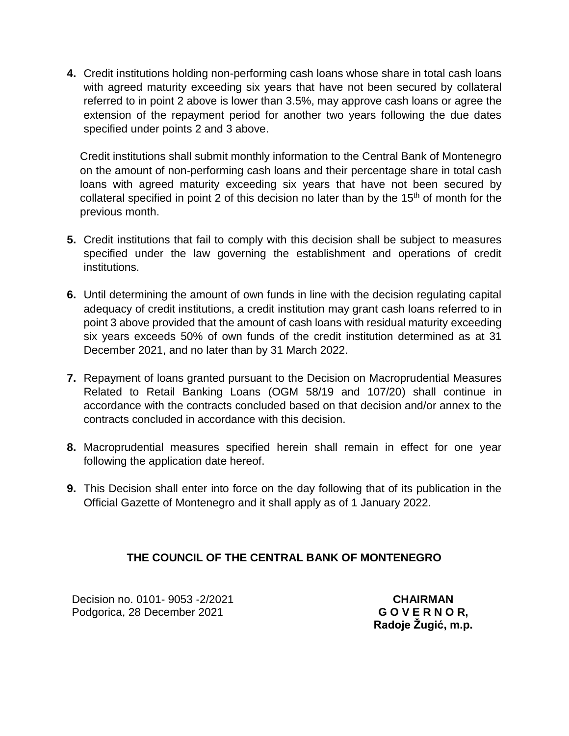4. Credit institutions holding non-performing cash loans whose share in total cash loans with agreed maturity exceeding six years that have not been secured by collateral referred to in point 2 above is lower than 3.5%, may approve cash loans or agree the extension of the repayment period for another two years following the due dates specified under points 2 and 3 above.

   Credit institutions shall submit monthly information to the Central Bank of Montenegro on the amount of non-performing cash loans and their percentage share in total cash loans with agreed maturity exceeding six years that have not been secured by collateral specified in point 2 of this decision no later than by the 15th of month for the previous month.

5. Credit institutions that fail to comply with this decision shall be subject to measures specified under the law governing the establishment and operations of credit institutions.

6. Until determining the amount of own funds in line with the decision regulating capital adequacy of credit institutions, a credit institution may grant cash loans referred to in point 3 above provided that the amount of cash loans with residual maturity exceeding six years exceeds 50% of own funds of the credit institution determined as at 31 December 2021, and no later than by 31 March 2022.

7. Repayment of loans granted pursuant to the Decision on Macroprudential Measures Related to Retail Banking Loans (OGM 58/19 and 107/20) shall continue in accordance with the contracts concluded based on that decision and/or annex to the contracts concluded in accordance with this decision.

8. Macroprudential measures specified herein shall remain in effect for one year following the application date hereof.

9. This Decision shall enter into force on the day following that of its publication in the Official Gazette of Montenegro and it shall apply as of 1 January 2022.

**THE COUNCIL OF THE CENTRAL BANK OF MONTENEGRO**

Decision no. 0101- 9053 -2/2021
Podgorica, 28 December 2021

**CHAIRMAN**
**G O V E R N O R,**
**Radoje Žugić, m.p.**